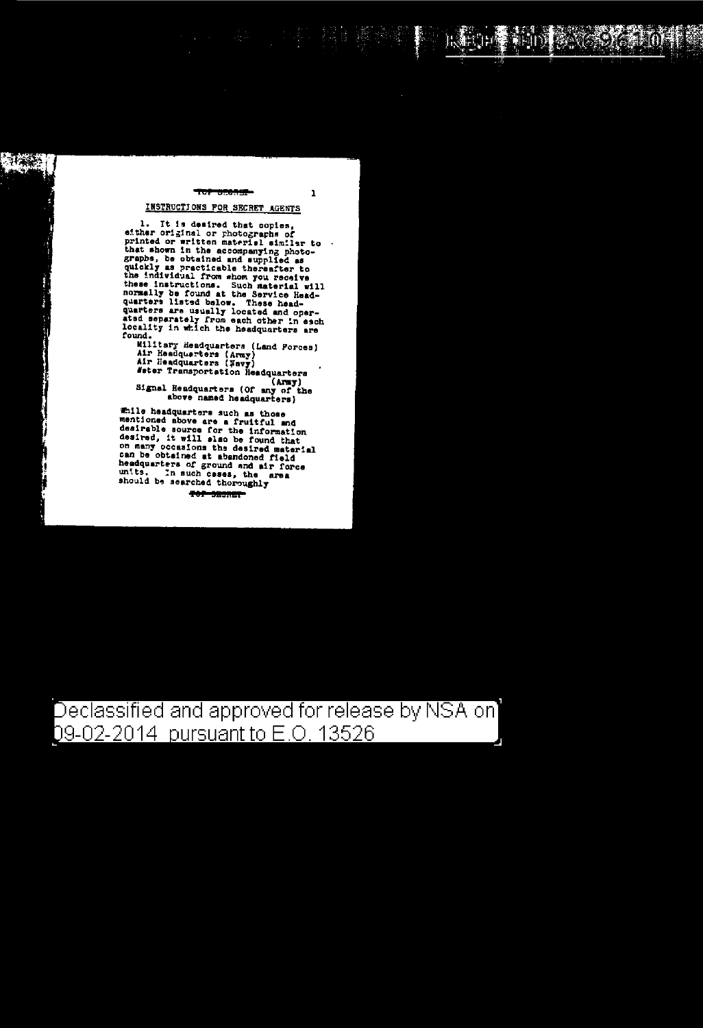TOP SECRET

## INSTRUCTIONS FOR SECRET AGENTS

1. It is desired that copies, either original or photographs of printed or written material similar to that shown in the accompanying photographs, be obtained and supplied as quickly as practicable thereafter to the individual from whom you receive these instructions. Such material will normally be found at the Service Headquarters listed below. These headquarters are usually located and operated separately from each other in each locality in which the headquarters are found.

   Military Headquarters (Land Forces)
   Air Headquarters (Army)
   Air Headquarters (Navy)
   Water Transportation Headquarters (Army)
   Signal Headquarters (Of any of the above named headquarters)

While headquarters such as those mentioned above are a fruitful and desirable source for the information desired, it will also be found that on many occasions the desired material can be obtained at abandoned field headquarters of ground and air force units. In such cases, the area should be searched thoroughly

TOP SECRET

Declassified and approved for release by NSA on 09-02-2014 pursuant to E.O. 13526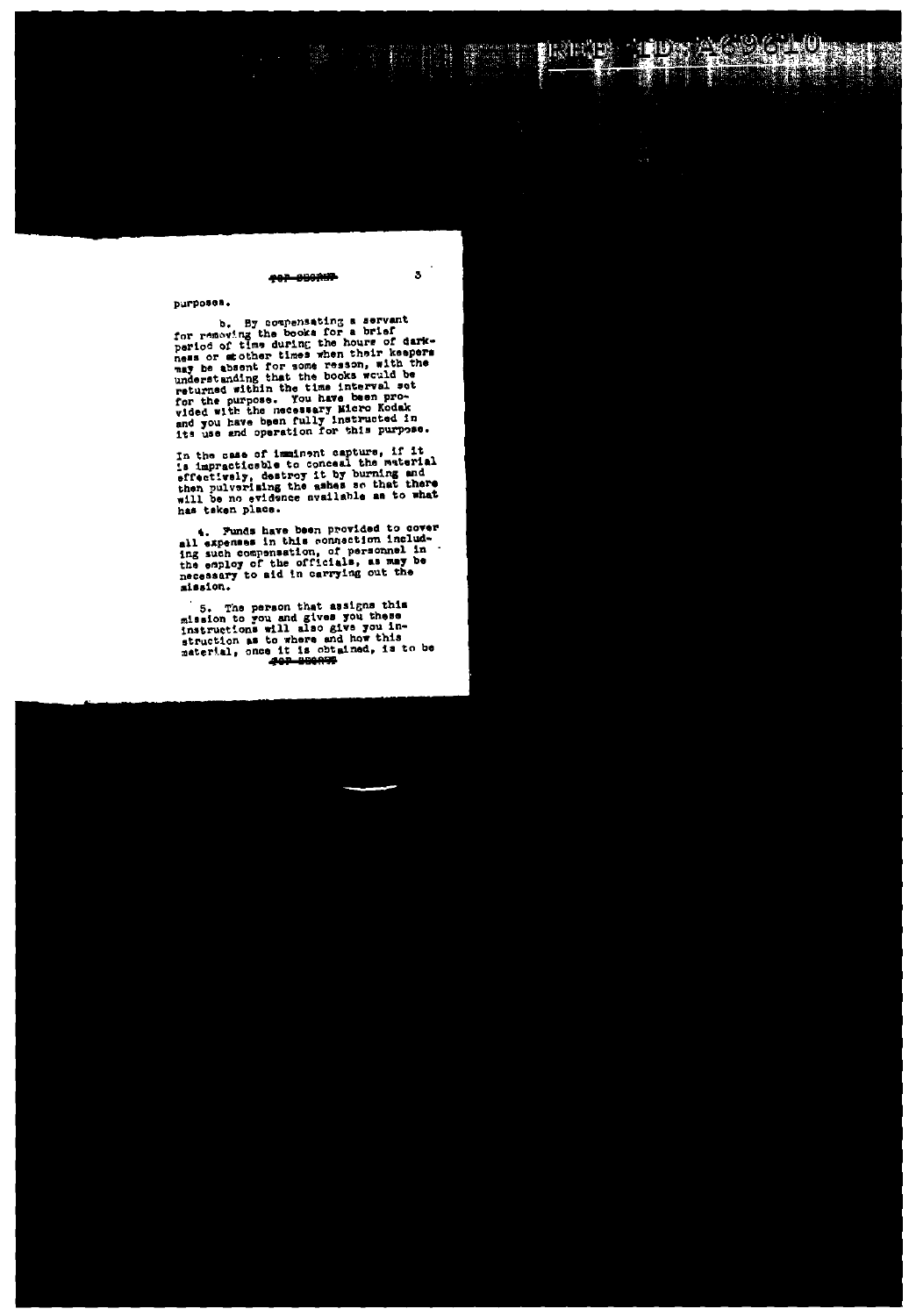~~TOP SECRET~~

purposes.

b. By compensating a servant for removing the books for a brief period of time during the hours of darkness or at other times when their keepers may be absent for some reason, with the understanding that the books would be returned within the time interval set for the purpose. You have been provided with the necessary Micro Kodak and you have been fully instructed in its use and operation for this purpose.

In the case of imminent capture, if it is impracticable to conceal the material effectively, destroy it by burning and then pulverizing the ashes so that there will be no evidence available as to what has taken place.

4. Funds have been provided to cover all expenses in this connection including such compensation, of personnel in the employ of the officials, as may be necessary to aid in carrying out the mission.

5. The person that assigns this mission to you and gives you these instructions will also give you instruction as to where and how this material, once it is obtained, is to be

~~TOP SECRET~~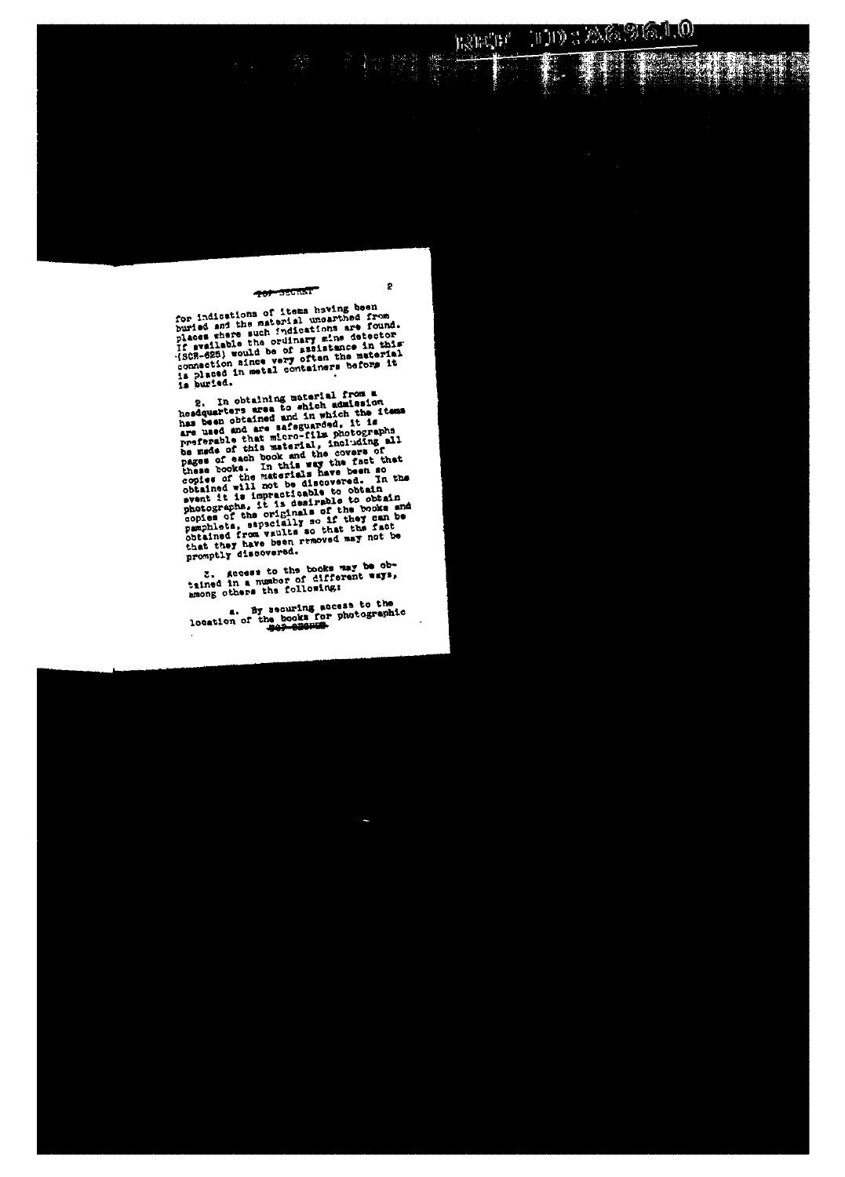~~TOP SECRET~~

for indications of items having been buried and the material unearthed from places where such indications are found. If available the ordinary mine detector (SCR-625) would be of assistance in this connection since very often the material is placed in metal containers before it is buried.

2. In obtaining material from a headquarters area to which admission has been obtained and in which the items are used and are safeguarded, it is preferable that micro-film photographs be made of this material, including all pages of each book and the covers of these books. In this way the fact that copies of the materials have been so obtained will not be discovered. In the event it is impracticable to obtain photographs, it is desirable to obtain copies of the originals of the books and pamphlets, especially so if they can be obtained from vaults so that the fact that they have been removed may not be promptly discovered.

3. Access to the books may be obtained in a number of different ways, among others the following:

a. By securing access to the location of the books for photographic

~~TOP SECRET~~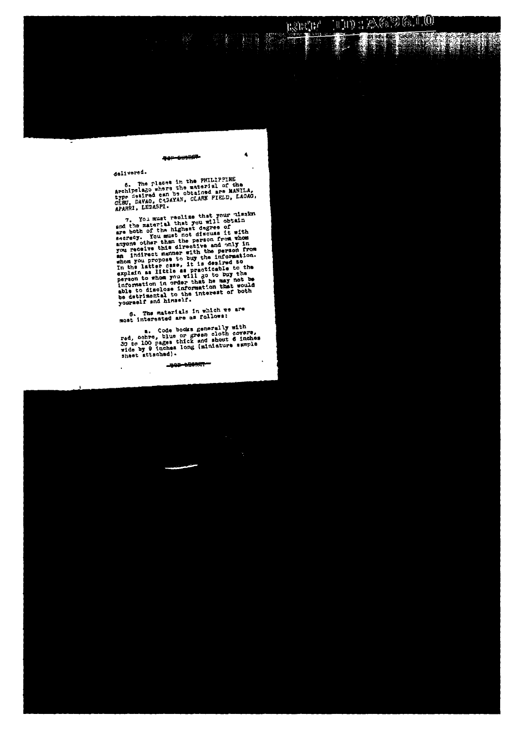~~TOP SECRET~~

delivered.

6. The places in the PHILIPPINE Archipelago where the material of the type desired can be obtained are MANILA, CEBU, DAVAO, CAGAYAN, CLARK FIELD, LAOAG, APARRI, LEGASPI.

7. You must realize that your mission and the material that you will obtain are both of the highest degree of secrecy. You must not discuss it with anyone other than the person from whom you receive this directive and only in an indirect manner with the person from whom you propose to buy the information. In the latter case, it is desired to explain as little as practicable to the person to whom you will go to buy the information in order that he may not be able to disclose information that would be detrimental to the interest of both yourself and himself.

8. The materials in which we are most interested are as follows:

a. Code books generally with red, ochre, blue or green cloth covers, 30 to 100 pages thick and about 6 inches wide by 9 inches long (miniature sample sheet attached).

~~TOP SECRET~~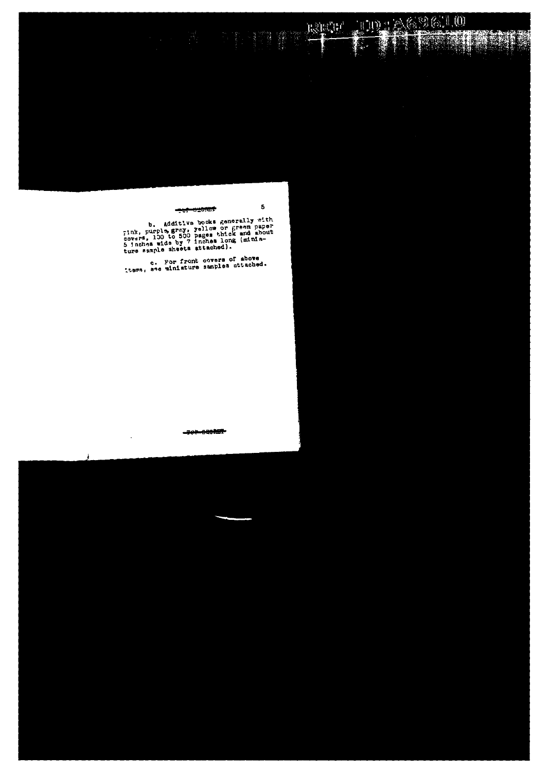~~TOP SECRET~~

b. Additive books generally with pink, purple, gray, yellow or green paper covers, 100 to 500 pages thick and about 5 inches wide by 7 inches long (miniature sample sheets attached).

c. For front covers of above items, see miniature samples attached.

~~TOP SECRET~~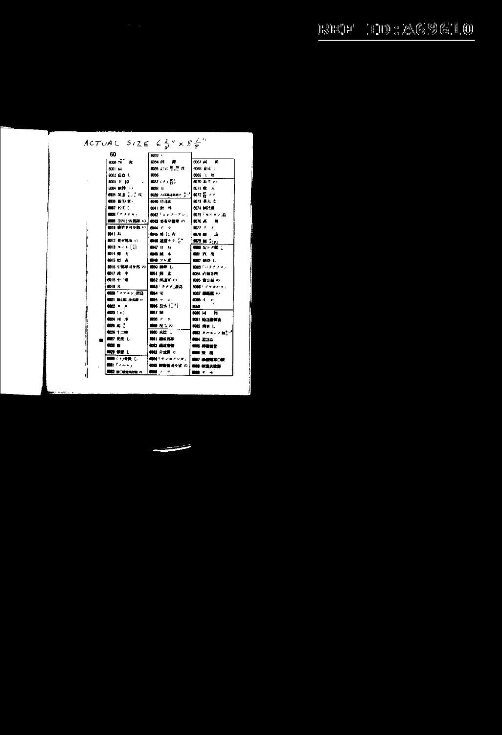ACTUAL SIZE 6 3/8" x 8 7/8"

60

| | | |
|---|---|---|
| 6000 同　町 | 6033 ト | 6067 高　射 |
| 6001 病 | 6034 削　除 | 6068 着陸し |
| 6002 届出し | 6035 訂正 | 6069 上　陸 |
| 6003 至　同 | 6036 | 6070 助手の |
| 6004 撤退(へ) | 6037 (ナ) | 6071 輸　入 |
| 6005 海流 | 6038 大 | 6072 |
| 6006 進任(者) | 6039 入口 | 6073 重大な |
| 6007 居住し | 6040 防毒面 | 6074 同意 |
| 6008 「アメリカ」 | 6041 野　外 | 6075 「セイロン」島 |
| 6009 至四十四度線の | 6042 「ヒンツーアン」 | 6076 高　射 |
| 6010 機甲軍司令部の | 6043 東南守備隊の | 6077 ツ　イ |
| 6011 局 | 6044 ド　ウ | 6078 緩　遠 |
| 6012 我が陸海の | 6045 揚子江 | 6079 |
| 6013 キメート | 6046 通信ナラズ | 6080 |
| 6014 弾　丸 | 6047 日　時 | 6081 哨　戒 |
| 6015 司　長 | 6048 減　水 | 6082 輸送し |
| 6016 中部軍司令部の | 6049 クレ変 | 6083 「パラチフス」 |
| 6017 最　中 | 6050 破壊し | 6084 武器各所 |
| 6018 十二翼 | 6051 前　進 | 6085 我方面の |
| 6019 S | 6052 派遣軍の | 6086 「ジャカルタ」 |
| 6020 「ソロモン」群島 | 6053 「ラタク」群島 | 6087 警備艦の |
| 6021 敵主戦・多数の | 6054 安 | 6088 イ　レ |
| 6022 ヌ　ル | 6055 マ　ン | 6089 |
| 6023 (E) | 6056 担当 | 6090 同　円 |
| 6024 何　序 | 6057 58 | 6091 輸送指揮官 |
| 6025 | 6058 ア　ケ | 6092 飛来し |
| 6026 十二時 | 6059 現在の | 6093 |
| 6027 出現し | 6060 承認し | 6094 要塞 |
| 6028 南 | 6061 編成列車 | 6095 師団司令部 |
| 6029 保留し | 6062 補給事情 | 6096 |
| 6030 (ト)命令し | 6063 分遣隊の | 6097 参謀 |
| 6031 「ノーム」 | 6064 「サンボアンガ」 | 6098 防空兵器部 |
| 6032 | 6065 朝鮮軍司令官の | 6099 ケ　ヲ |
| | 6066 ソ　ヤ | |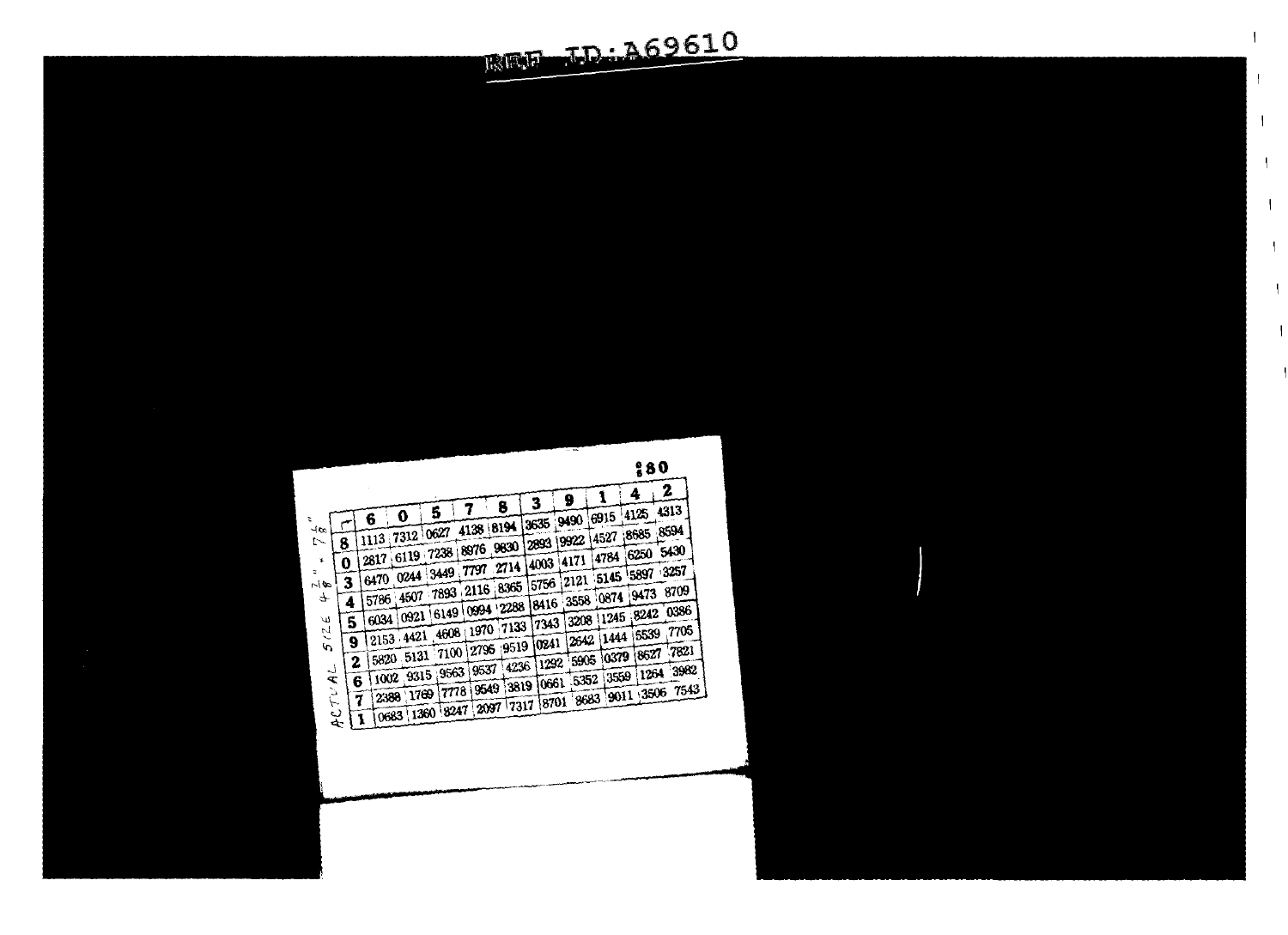REF ID:A69610

:80

| ⌐ | 6 | 0 | 5 | 7 | 8 | 3 | 9 | 1 | 4 | 2 |
|---|---|---|---|---|---|---|---|---|---|---|
| 8 | 1113 | 7312 | 0627 | 4138 | 8194 | 3635 | 9490 | 6915 | 4125 | 4313 |
| 0 | 2817 | 6119 | 7238 | 8976 | 9830 | 2893 | 9922 | 4527 | 8685 | 8594 |
| 3 | 6470 | 0244 | 3449 | 7797 | 2714 | 4003 | 4171 | 4784 | 6250 | 5430 |
| 4 | 5786 | 4507 | 7893 | 2116 | 8365 | 5756 | 2121 | 5145 | 5897 | 3257 |
| 5 | 6034 | 0921 | 6149 | 0994 | 2288 | 8416 | 3558 | 0874 | 9473 | 8709 |
| 9 | 2153 | 4421 | 4608 | 1970 | 7133 | 7343 | 3208 | 1245 | 8242 | 0386 |
| 2 | 5820 | 5131 | 7100 | 2795 | 9519 | 0241 | 2642 | 1444 | 5539 | 7705 |
| 6 | 1002 | 9315 | 9563 | 9537 | 4236 | 1292 | 5905 | 0379 | 8627 | 7821 |
| 7 | 2388 | 1769 | 7778 | 9549 | 3819 | 0661 | 5352 | 3559 | 1264 | 3982 |
| 1 | 0683 | 1360 | 8247 | 2097 | 7317 | 8701 | 8683 | 9011 | 3506 | 7543 |

ACTUAL SIZE 4 7/8" × 7 1/4"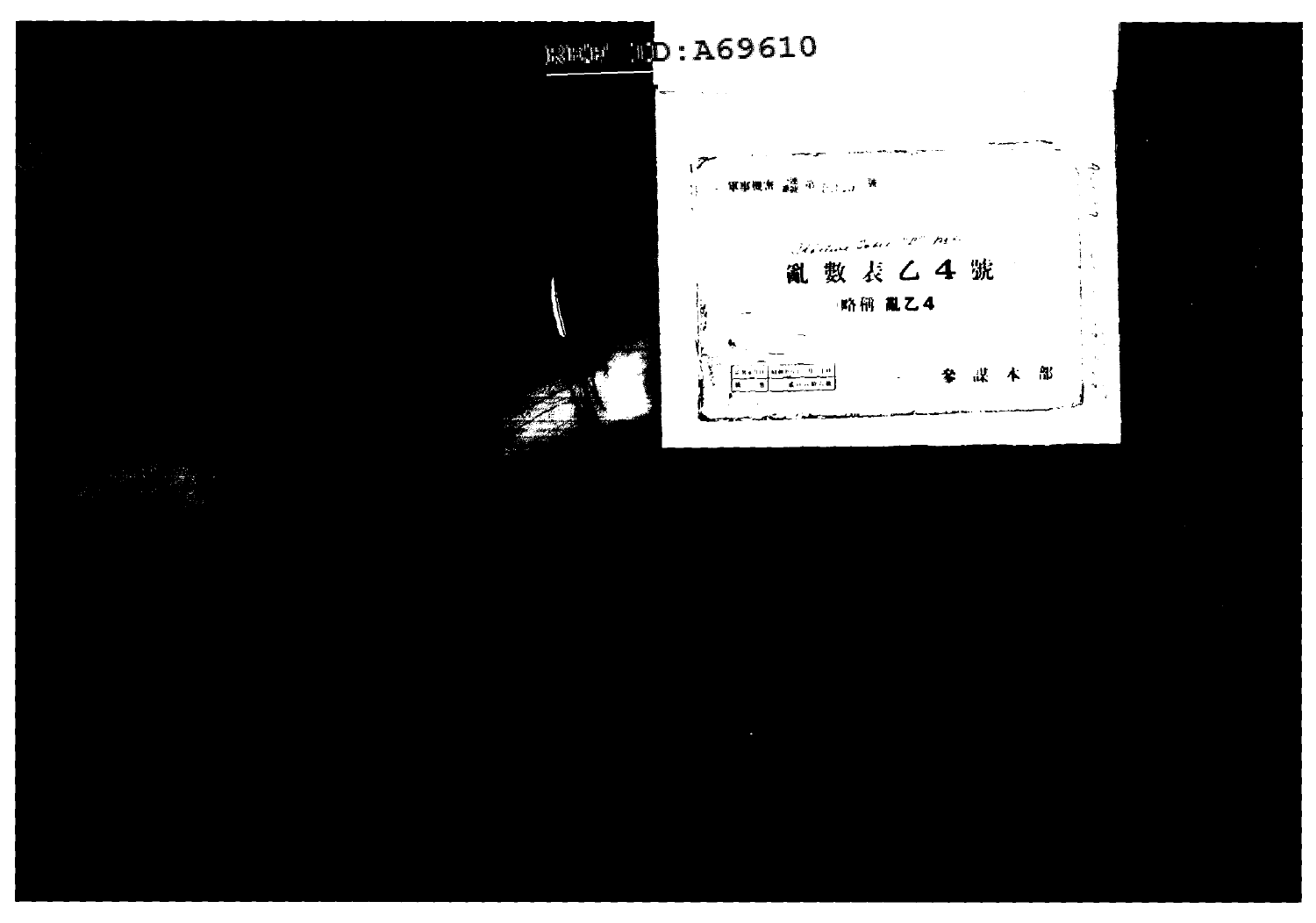REF ID:A69610

軍事機密 ... 號

亂數表乙4號

略稱 亂乙4

參謀本部